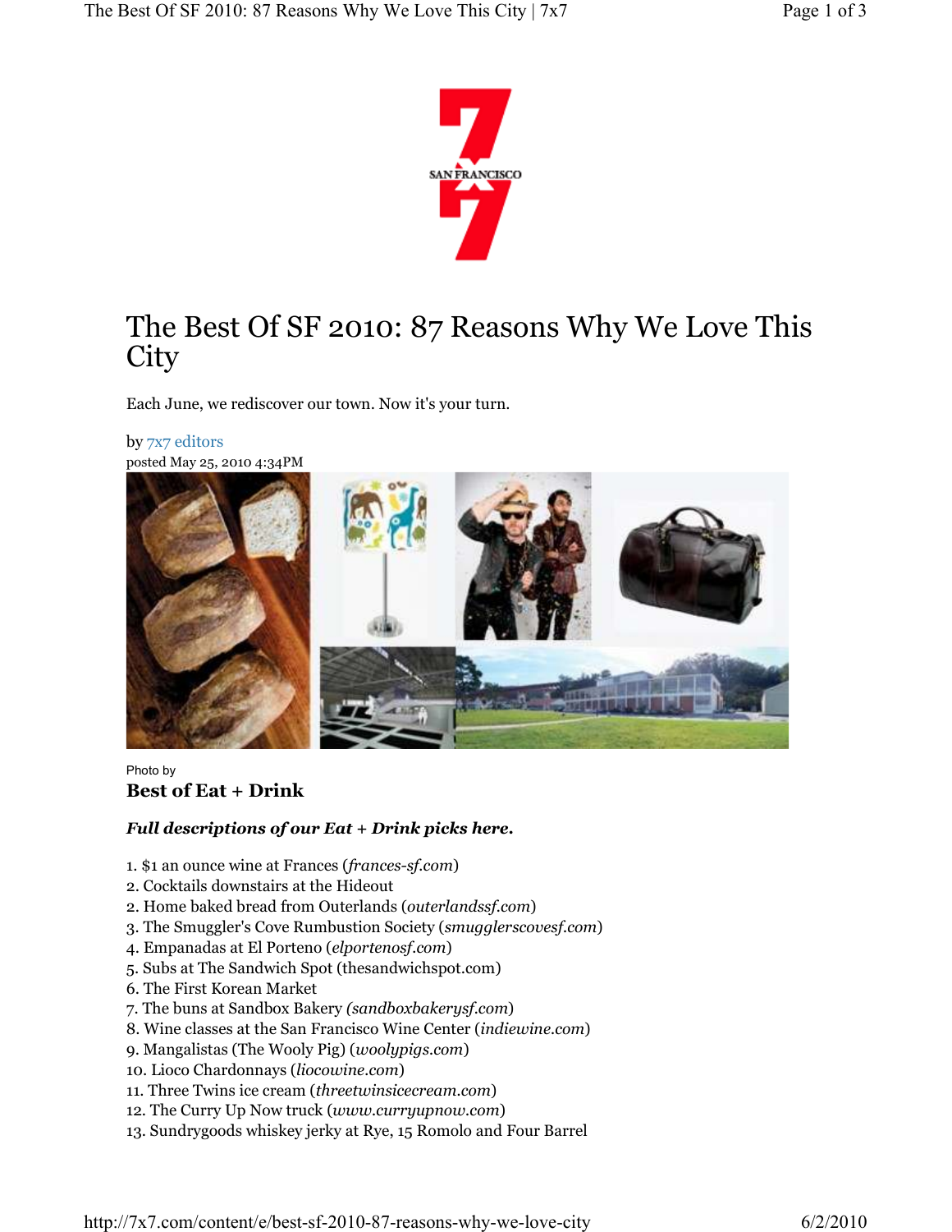# The Best Of SF 2010: 87 Reasons Why We Love This City

Each June, we rediscover our town. Now it's your turn.

by 7x7 editors
posted May 25, 2010 4:34PM

Photo by

## Best of Eat + Drink

***Full descriptions of our Eat + Drink picks here.***

1. $1 an ounce wine at Frances (*frances-sf.com*)
2. Cocktails downstairs at the Hideout
2. Home baked bread from Outerlands (*outerlandssf.com*)
3. The Smuggler's Cove Rumbustion Society (*smugglerscovesf.com*)
4. Empanadas at El Porteno (*elportenosf.com*)
5. Subs at The Sandwich Spot (thesandwichspot.com)
6. The First Korean Market
7. The buns at Sandbox Bakery *(sandboxbakerysf.com*)
8. Wine classes at the San Francisco Wine Center (*indiewine.com*)
9. Mangalistas (The Wooly Pig) (*woolypigs.com*)
10. Lioco Chardonnays (*liocowine.com*)
11. Three Twins ice cream (*threetwinsicecream.com*)
12. The Curry Up Now truck (*www.curryupnow.com*)
13. Sundrygoods whiskey jerky at Rye, 15 Romolo and Four Barrel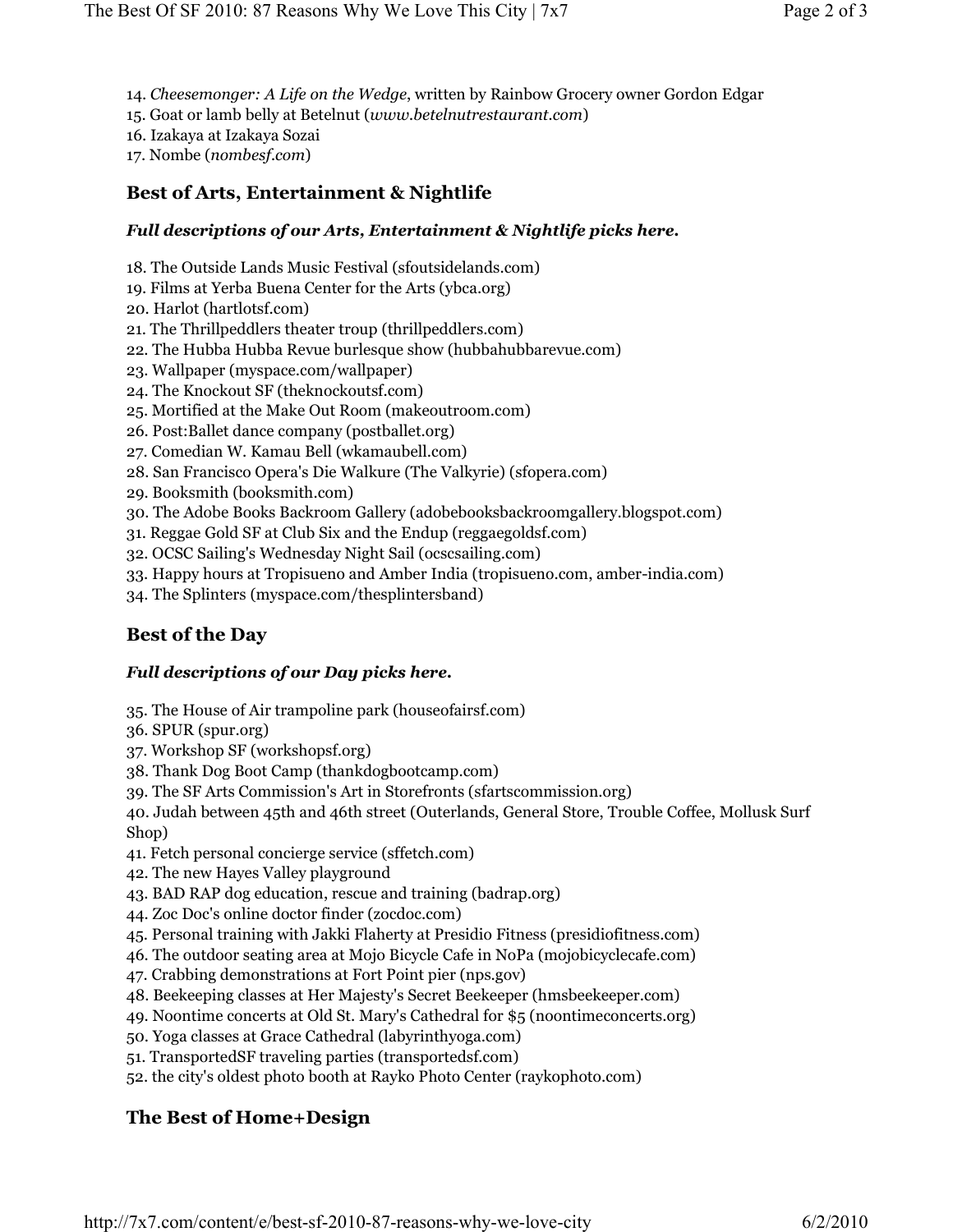14. *Cheesemonger: A Life on the Wedge*, written by Rainbow Grocery owner Gordon Edgar
15. Goat or lamb belly at Betelnut (*www.betelnutrestaurant.com*)
16. Izakaya at Izakaya Sozai
17. Nombe (*nombesf.com*)

## Best of Arts, Entertainment & Nightlife

***Full descriptions of our Arts, Entertainment & Nightlife picks here.***

18. The Outside Lands Music Festival (sfoutsidelands.com)
19. Films at Yerba Buena Center for the Arts (ybca.org)
20. Harlot (hartlotsf.com)
21. The Thrillpeddlers theater troup (thrillpeddlers.com)
22. The Hubba Hubba Revue burlesque show (hubbahubbarevue.com)
23. Wallpaper (myspace.com/wallpaper)
24. The Knockout SF (theknockoutsf.com)
25. Mortified at the Make Out Room (makeoutroom.com)
26. Post:Ballet dance company (postballet.org)
27. Comedian W. Kamau Bell (wkamaubell.com)
28. San Francisco Opera's Die Walkure (The Valkyrie) (sfopera.com)
29. Booksmith (booksmith.com)
30. The Adobe Books Backroom Gallery (adobebooksbackroomgallery.blogspot.com)
31. Reggae Gold SF at Club Six and the Endup (reggaegoldsf.com)
32. OCSC Sailing's Wednesday Night Sail (ocscsailing.com)
33. Happy hours at Tropisueno and Amber India (tropisueno.com, amber-india.com)
34. The Splinters (myspace.com/thesplintersband)

## Best of the Day

***Full descriptions of our Day picks here.***

35. The House of Air trampoline park (houseofairsf.com)
36. SPUR (spur.org)
37. Workshop SF (workshopsf.org)
38. Thank Dog Boot Camp (thankdogbootcamp.com)
39. The SF Arts Commission's Art in Storefronts (sfartscommission.org)
40. Judah between 45th and 46th street (Outerlands, General Store, Trouble Coffee, Mollusk Surf Shop)
41. Fetch personal concierge service (sffetch.com)
42. The new Hayes Valley playground
43. BAD RAP dog education, rescue and training (badrap.org)
44. Zoc Doc's online doctor finder (zocdoc.com)
45. Personal training with Jakki Flaherty at Presidio Fitness (presidiofitness.com)
46. The outdoor seating area at Mojo Bicycle Cafe in NoPa (mojobicyclecafe.com)
47. Crabbing demonstrations at Fort Point pier (nps.gov)
48. Beekeeping classes at Her Majesty's Secret Beekeeper (hmsbeekeeper.com)
49. Noontime concerts at Old St. Mary's Cathedral for $5 (noontimeconcerts.org)
50. Yoga classes at Grace Cathedral (labyrinthyoga.com)
51. TransportedSF traveling parties (transportedsf.com)
52. the city's oldest photo booth at Rayko Photo Center (raykophoto.com)

## The Best of Home+Design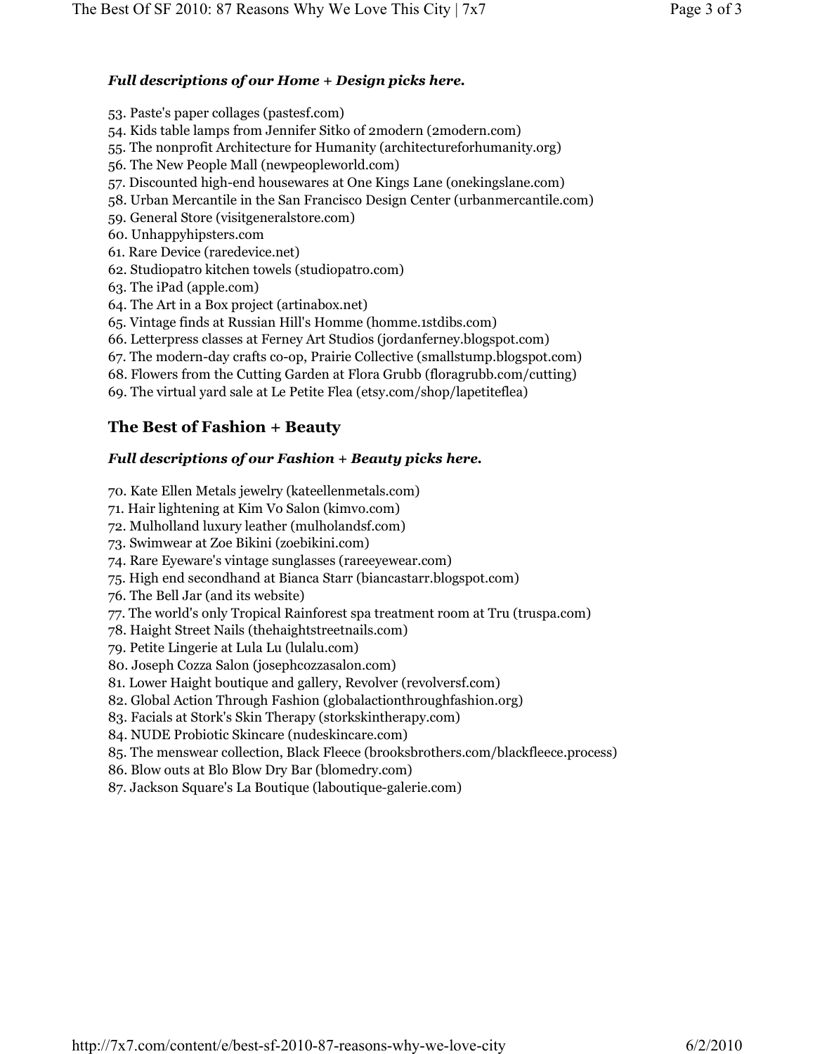***Full descriptions of our Home + Design picks here.***

53. Paste's paper collages (pastesf.com)
54. Kids table lamps from Jennifer Sitko of 2modern (2modern.com)
55. The nonprofit Architecture for Humanity (architectureforhumanity.org)
56. The New People Mall (newpeopleworld.com)
57. Discounted high-end housewares at One Kings Lane (onekingslane.com)
58. Urban Mercantile in the San Francisco Design Center (urbanmercantile.com)
59. General Store (visitgeneralstore.com)
60. Unhappyhipsters.com
61. Rare Device (raredevice.net)
62. Studiopatro kitchen towels (studiopatro.com)
63. The iPad (apple.com)
64. The Art in a Box project (artinabox.net)
65. Vintage finds at Russian Hill's Homme (homme.1stdibs.com)
66. Letterpress classes at Ferney Art Studios (jordanferney.blogspot.com)
67. The modern-day crafts co-op, Prairie Collective (smallstump.blogspot.com)
68. Flowers from the Cutting Garden at Flora Grubb (floragrubb.com/cutting)
69. The virtual yard sale at Le Petite Flea (etsy.com/shop/lapetiteflea)

## The Best of Fashion + Beauty

***Full descriptions of our Fashion + Beauty picks here.***

70. Kate Ellen Metals jewelry (kateellenmetals.com)
71. Hair lightening at Kim Vo Salon (kimvo.com)
72. Mulholland luxury leather (mulholandsf.com)
73. Swimwear at Zoe Bikini (zoebikini.com)
74. Rare Eyeware's vintage sunglasses (rareeyewear.com)
75. High end secondhand at Bianca Starr (biancastarr.blogspot.com)
76. The Bell Jar (and its website)
77. The world's only Tropical Rainforest spa treatment room at Tru (truspa.com)
78. Haight Street Nails (thehaightstreetnails.com)
79. Petite Lingerie at Lula Lu (lulalu.com)
80. Joseph Cozza Salon (josephcozzasalon.com)
81. Lower Haight boutique and gallery, Revolver (revolversf.com)
82. Global Action Through Fashion (globalactionthroughfashion.org)
83. Facials at Stork's Skin Therapy (storkskintherapy.com)
84. NUDE Probiotic Skincare (nudeskincare.com)
85. The menswear collection, Black Fleece (brooksbrothers.com/blackfleece.process)
86. Blow outs at Blo Blow Dry Bar (blomedry.com)
87. Jackson Square's La Boutique (laboutique-galerie.com)